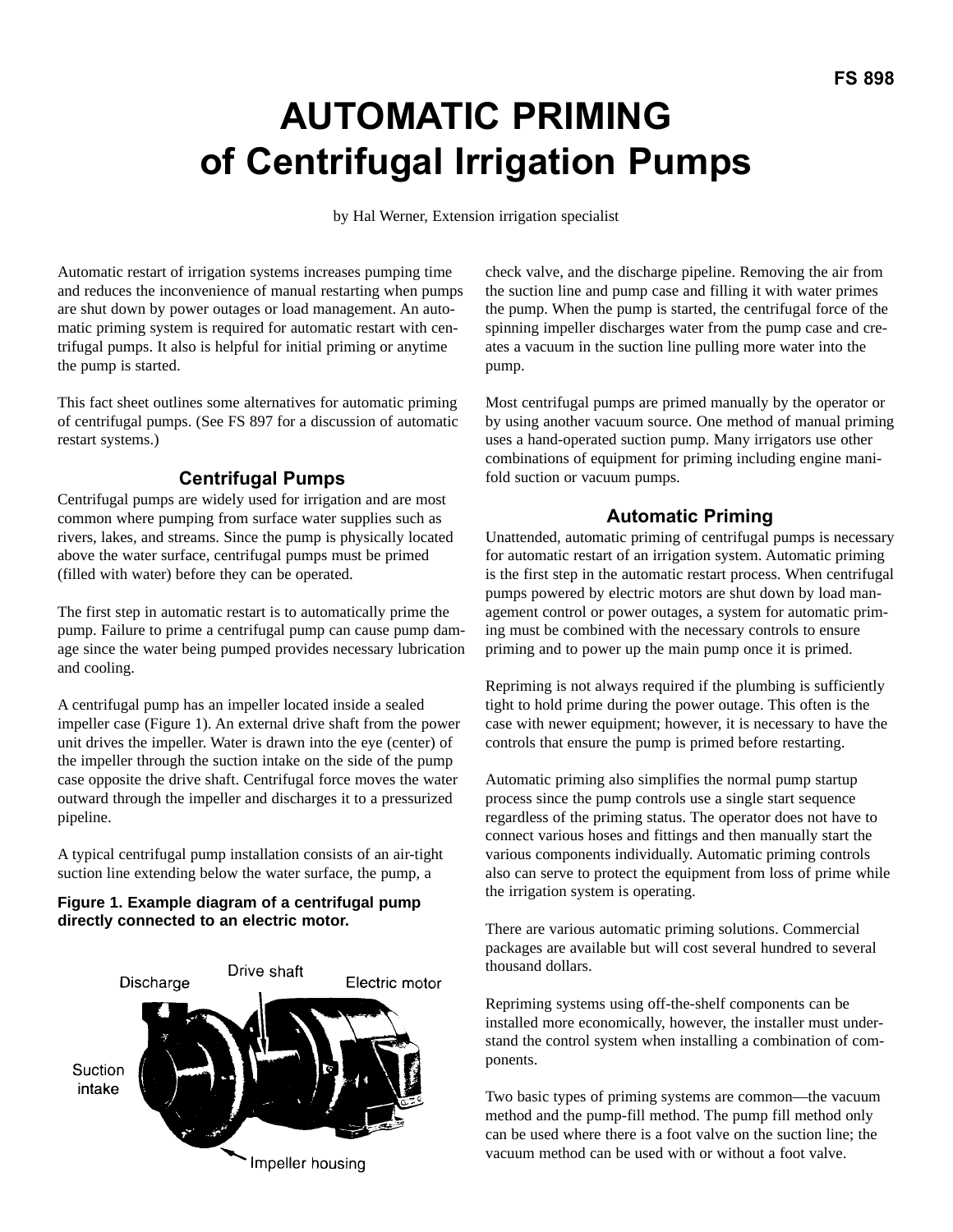# AUTOMATIC PRIMING of Centrifugal Irrigation Pumps

by Hal Werner, Extension irrigation specialist

Automatic restart of irrigation systems increases pumping time and reduces the inconvenience of manual restarting when pumps are shut down by power outages or load management. An automatic priming system is required for automatic restart with centrifugal pumps. It also is helpful for initial priming or anytime the pump is started.

This fact sheet outlines some alternatives for automatic priming of centrifugal pumps. (See FS 897 for a discussion of automatic restart systems.)

## Centrifugal Pumps

Centrifugal pumps are widely used for irrigation and are most common where pumping from surface water supplies such as rivers, lakes, and streams. Since the pump is physically located above the water surface, centrifugal pumps must be primed (filled with water) before they can be operated.

The first step in automatic restart is to automatically prime the pump. Failure to prime a centrifugal pump can cause pump damage since the water being pumped provides necessary lubrication and cooling.

A centrifugal pump has an impeller located inside a sealed impeller case (Figure 1). An external drive shaft from the power unit drives the impeller. Water is drawn into the eye (center) of the impeller through the suction intake on the side of the pump case opposite the drive shaft. Centrifugal force moves the water outward through the impeller and discharges it to a pressurized pipeline.

A typical centrifugal pump installation consists of an air-tight suction line extending below the water surface, the pump, a check valve, and the discharge pipeline. Removing the air from the suction line and pump case and filling it with water primes the pump. When the pump is started, the centrifugal force of the spinning impeller discharges water from the pump case and creates a vacuum in the suction line pulling more water into the pump.

**Figure 1. Example diagram of a centrifugal pump directly connected to an electric motor.**

Most centrifugal pumps are primed manually by the operator or by using another vacuum source. One method of manual priming uses a hand-operated suction pump. Many irrigators use other combinations of equipment for priming including engine manifold suction or vacuum pumps.

## Automatic Priming

Unattended, automatic priming of centrifugal pumps is necessary for automatic restart of an irrigation system. Automatic priming is the first step in the automatic restart process. When centrifugal pumps powered by electric motors are shut down by load management control or power outages, a system for automatic priming must be combined with the necessary controls to ensure priming and to power up the main pump once it is primed.

Repriming is not always required if the plumbing is sufficiently tight to hold prime during the power outage. This often is the case with newer equipment; however, it is necessary to have the controls that ensure the pump is primed before restarting.

Automatic priming also simplifies the normal pump startup process since the pump controls use a single start sequence regardless of the priming status. The operator does not have to connect various hoses and fittings and then manually start the various components individually. Automatic priming controls also can serve to protect the equipment from loss of prime while the irrigation system is operating.

There are various automatic priming solutions. Commercial packages are available but will cost several hundred to several thousand dollars.

Repriming systems using off-the-shelf components can be installed more economically, however, the installer must understand the control system when installing a combination of components.

Two basic types of priming systems are common—the vacuum method and the pump-fill method. The pump fill method only can be used where there is a foot valve on the suction line; the vacuum method can be used with or without a foot valve.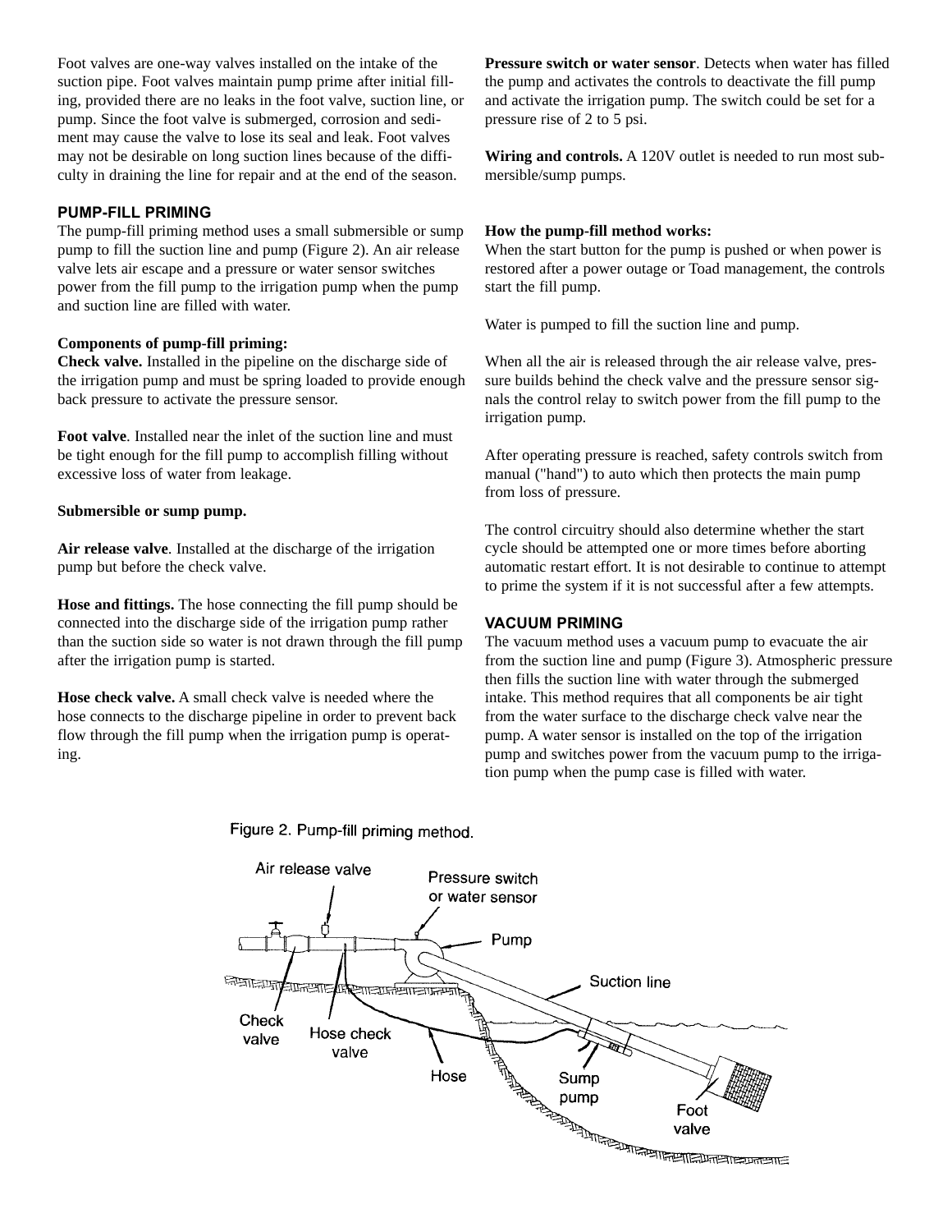Foot valves are one-way valves installed on the intake of the suction pipe. Foot valves maintain pump prime after initial filling, provided there are no leaks in the foot valve, suction line, or pump. Since the foot valve is submerged, corrosion and sediment may cause the valve to lose its seal and leak. Foot valves may not be desirable on long suction lines because of the difficulty in draining the line for repair and at the end of the season.

## PUMP-FILL PRIMING

The pump-fill priming method uses a small submersible or sump pump to fill the suction line and pump (Figure 2). An air release valve lets air escape and a pressure or water sensor switches power from the fill pump to the irrigation pump when the pump and suction line are filled with water.

**Components of pump-fill priming:**

**Check valve.** Installed in the pipeline on the discharge side of the irrigation pump and must be spring loaded to provide enough back pressure to activate the pressure sensor.

**Foot valve**. Installed near the inlet of the suction line and must be tight enough for the fill pump to accomplish filling without excessive loss of water from leakage.

**Submersible or sump pump.**

**Air release valve**. Installed at the discharge of the irrigation pump but before the check valve.

**Hose and fittings.** The hose connecting the fill pump should be connected into the discharge side of the irrigation pump rather than the suction side so water is not drawn through the fill pump after the irrigation pump is started.

**Hose check valve.** A small check valve is needed where the hose connects to the discharge pipeline in order to prevent back flow through the fill pump when the irrigation pump is operating.

**Pressure switch or water sensor**. Detects when water has filled the pump and activates the controls to deactivate the fill pump and activate the irrigation pump. The switch could be set for a pressure rise of 2 to 5 psi.

**Wiring and controls.** A 120V outlet is needed to run most submersible/sump pumps.

**How the pump-fill method works:**

When the start button for the pump is pushed or when power is restored after a power outage or Toad management, the controls start the fill pump.

Water is pumped to fill the suction line and pump.

When all the air is released through the air release valve, pressure builds behind the check valve and the pressure sensor signals the control relay to switch power from the fill pump to the irrigation pump.

After operating pressure is reached, safety controls switch from manual ("hand") to auto which then protects the main pump from loss of pressure.

The control circuitry should also determine whether the start cycle should be attempted one or more times before aborting automatic restart effort. It is not desirable to continue to attempt to prime the system if it is not successful after a few attempts.

## VACUUM PRIMING

The vacuum method uses a vacuum pump to evacuate the air from the suction line and pump (Figure 3). Atmospheric pressure then fills the suction line with water through the submerged intake. This method requires that all components be air tight from the water surface to the discharge check valve near the pump. A water sensor is installed on the top of the irrigation pump and switches power from the vacuum pump to the irrigation pump when the pump case is filled with water.

Figure 2. Pump-fill priming method.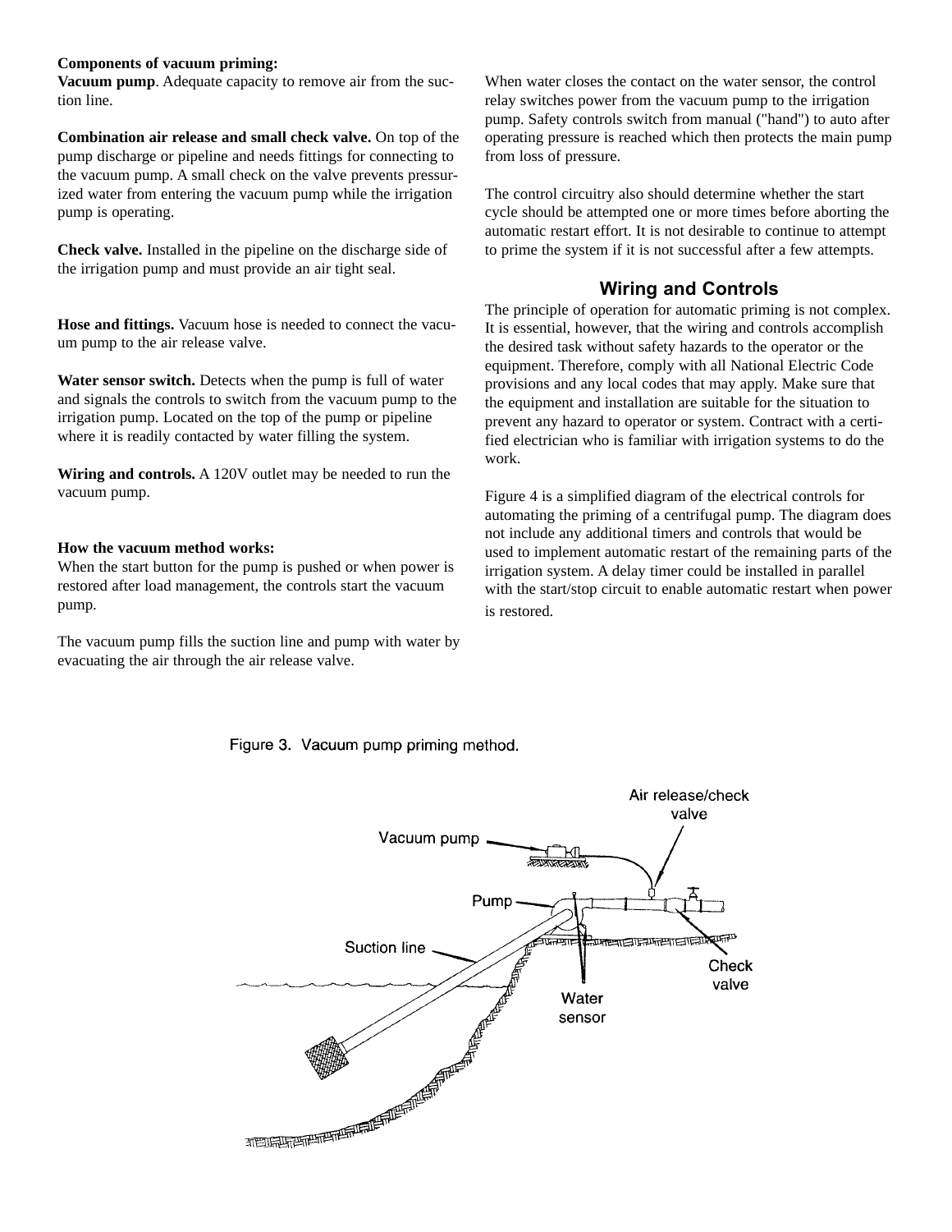**Components of vacuum priming:**
**Vacuum pump**. Adequate capacity to remove air from the suction line.

**Combination air release and small check valve.** On top of the pump discharge or pipeline and needs fittings for connecting to the vacuum pump. A small check on the valve prevents pressurized water from entering the vacuum pump while the irrigation pump is operating.

**Check valve.** Installed in the pipeline on the discharge side of the irrigation pump and must provide an air tight seal.

**Hose and fittings.** Vacuum hose is needed to connect the vacuum pump to the air release valve.

**Water sensor switch.** Detects when the pump is full of water and signals the controls to switch from the vacuum pump to the irrigation pump. Located on the top of the pump or pipeline where it is readily contacted by water filling the system.

**Wiring and controls.** A 120V outlet may be needed to run the vacuum pump.

**How the vacuum method works:**
When the start button for the pump is pushed or when power is restored after load management, the controls start the vacuum pump.

The vacuum pump fills the suction line and pump with water by evacuating the air through the air release valve.

When water closes the contact on the water sensor, the control relay switches power from the vacuum pump to the irrigation pump. Safety controls switch from manual ("hand") to auto after operating pressure is reached which then protects the main pump from loss of pressure.

The control circuitry also should determine whether the start cycle should be attempted one or more times before aborting the automatic restart effort. It is not desirable to continue to attempt to prime the system if it is not successful after a few attempts.

## Wiring and Controls

The principle of operation for automatic priming is not complex. It is essential, however, that the wiring and controls accomplish the desired task without safety hazards to the operator or the equipment. Therefore, comply with all National Electric Code provisions and any local codes that may apply. Make sure that the equipment and installation are suitable for the situation to prevent any hazard to operator or system. Contract with a certified electrician who is familiar with irrigation systems to do the work.

Figure 4 is a simplified diagram of the electrical controls for automating the priming of a centrifugal pump. The diagram does not include any additional timers and controls that would be used to implement automatic restart of the remaining parts of the irrigation system. A delay timer could be installed in parallel with the start/stop circuit to enable automatic restart when power is restored.

Figure 3. Vacuum pump priming method.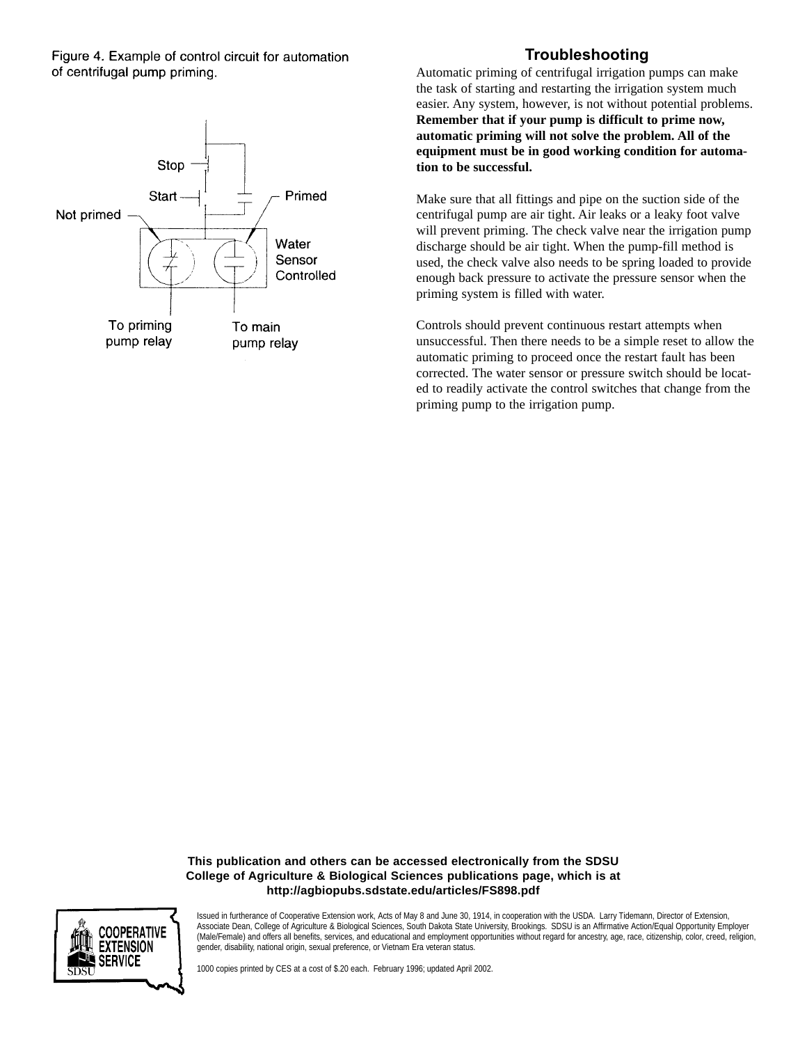Figure 4. Example of control circuit for automation of centrifugal pump priming.

Stop

Start

Primed

Not primed

Water Sensor Controlled

To priming pump relay

To main pump relay

## Troubleshooting

Automatic priming of centrifugal irrigation pumps can make the task of starting and restarting the irrigation system much easier. Any system, however, is not without potential problems. **Remember that if your pump is difficult to prime now, automatic priming will not solve the problem. All of the equipment must be in good working condition for automation to be successful.**

Make sure that all fittings and pipe on the suction side of the centrifugal pump are air tight. Air leaks or a leaky foot valve will prevent priming. The check valve near the irrigation pump discharge should be air tight. When the pump-fill method is used, the check valve also needs to be spring loaded to provide enough back pressure to activate the pressure sensor when the priming system is filled with water.

Controls should prevent continuous restart attempts when unsuccessful. Then there needs to be a simple reset to allow the automatic priming to proceed once the restart fault has been corrected. The water sensor or pressure switch should be located to readily activate the control switches that change from the priming pump to the irrigation pump.

**This publication and others can be accessed electronically from the SDSU College of Agriculture & Biological Sciences publications page, which is at http://agbiopubs.sdstate.edu/articles/FS898.pdf**

COOPERATIVE EXTENSION SERVICE SDSU

Issued in furtherance of Cooperative Extension work, Acts of May 8 and June 30, 1914, in cooperation with the USDA. Larry Tidemann, Director of Extension, Associate Dean, College of Agriculture & Biological Sciences, South Dakota State University, Brookings. SDSU is an Affirmative Action/Equal Opportunity Employer (Male/Female) and offers all benefits, services, and educational and employment opportunities without regard for ancestry, age, race, citizenship, color, creed, religion, gender, disability, national origin, sexual preference, or Vietnam Era veteran status.

1000 copies printed by CES at a cost of $.20 each. February 1996; updated April 2002.